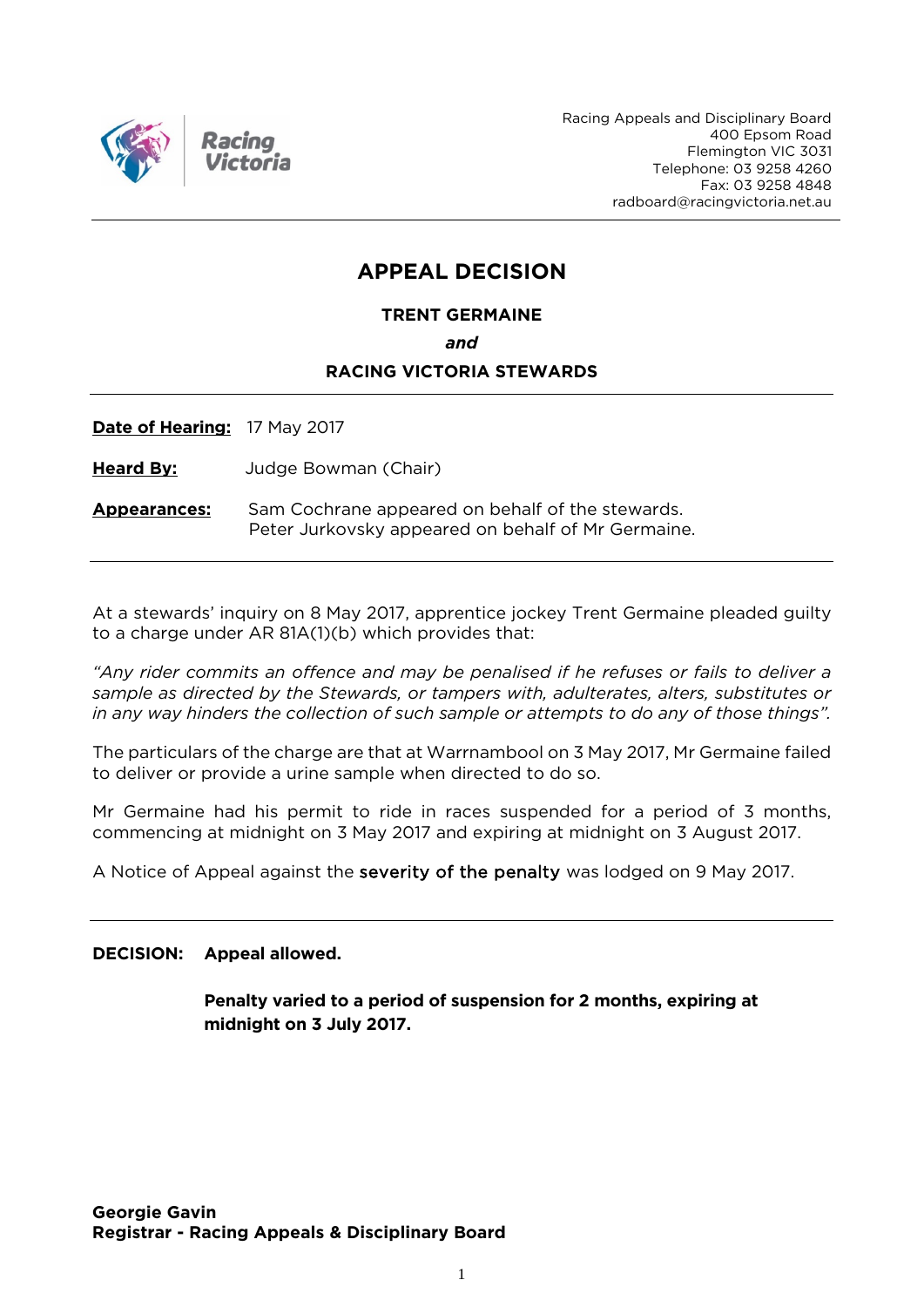Racing Victoria

Racing Appeals and Disciplinary Board
400 Epsom Road
Flemington VIC 3031
Telephone: 03 9258 4260
Fax: 03 9258 4848
radboard@racingvictoria.net.au

---

# APPEAL DECISION

**TRENT GERMAINE**

***and***

**RACING VICTORIA STEWARDS**

---

**Date of Hearing:** 17 May 2017

**Heard By:** Judge Bowman (Chair)

**Appearances:** Sam Cochrane appeared on behalf of the stewards.
Peter Jurkovsky appeared on behalf of Mr Germaine.

---

At a stewards' inquiry on 8 May 2017, apprentice jockey Trent Germaine pleaded guilty to a charge under AR 81A(1)(b) which provides that:

*"Any rider commits an offence and may be penalised if he refuses or fails to deliver a sample as directed by the Stewards, or tampers with, adulterates, alters, substitutes or in any way hinders the collection of such sample or attempts to do any of those things".*

The particulars of the charge are that at Warrnambool on 3 May 2017, Mr Germaine failed to deliver or provide a urine sample when directed to do so.

Mr Germaine had his permit to ride in races suspended for a period of 3 months, commencing at midnight on 3 May 2017 and expiring at midnight on 3 August 2017.

A Notice of Appeal against the **severity of the penalty** was lodged on 9 May 2017.

---

**DECISION:** **Appeal allowed.**

**Penalty varied to a period of suspension for 2 months, expiring at midnight on 3 July 2017.**

**Georgie Gavin**
**Registrar - Racing Appeals & Disciplinary Board**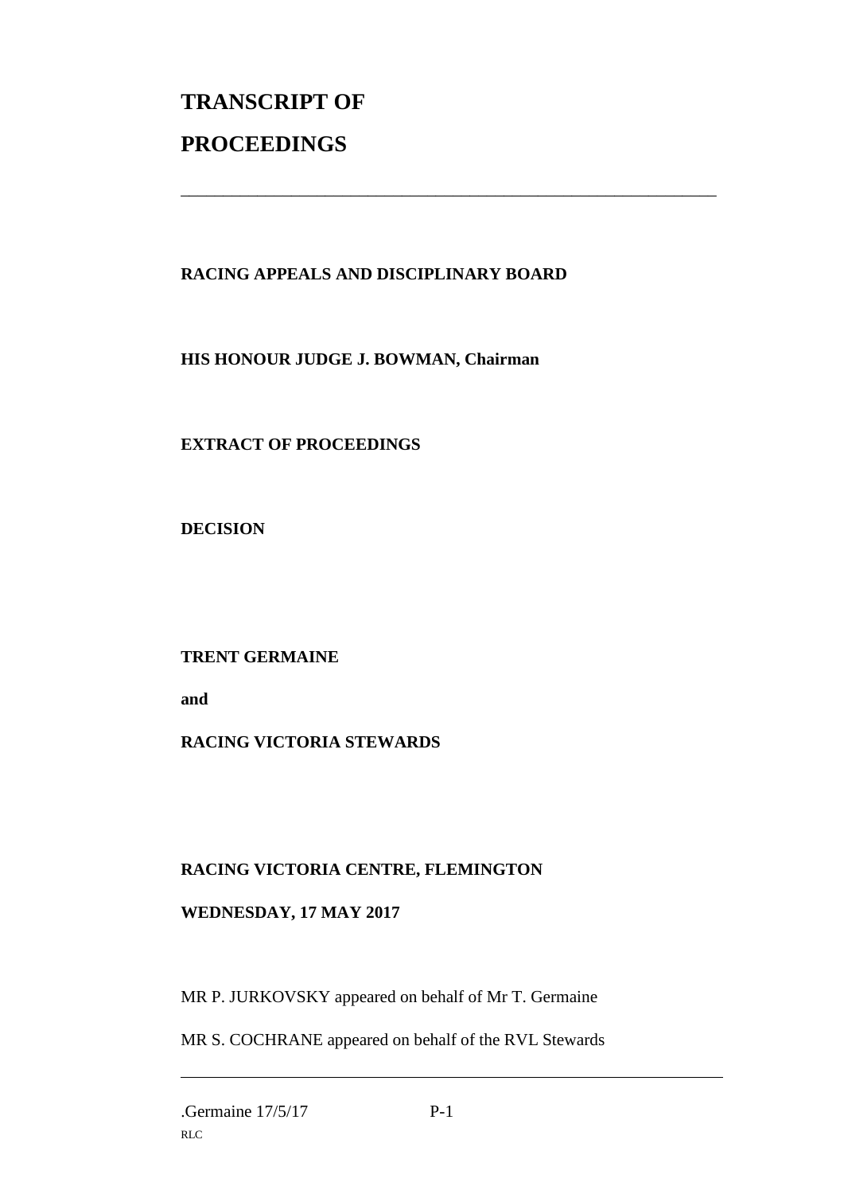# TRANSCRIPT OF PROCEEDINGS

---

**RACING APPEALS AND DISCIPLINARY BOARD**

**HIS HONOUR JUDGE J. BOWMAN, Chairman**

**EXTRACT OF PROCEEDINGS**

**DECISION**

**TRENT GERMAINE**

**and**

**RACING VICTORIA STEWARDS**

**RACING VICTORIA CENTRE, FLEMINGTON**

**WEDNESDAY, 17 MAY 2017**

MR P. JURKOVSKY appeared on behalf of Mr T. Germaine

MR S. COCHRANE appeared on behalf of the RVL Stewards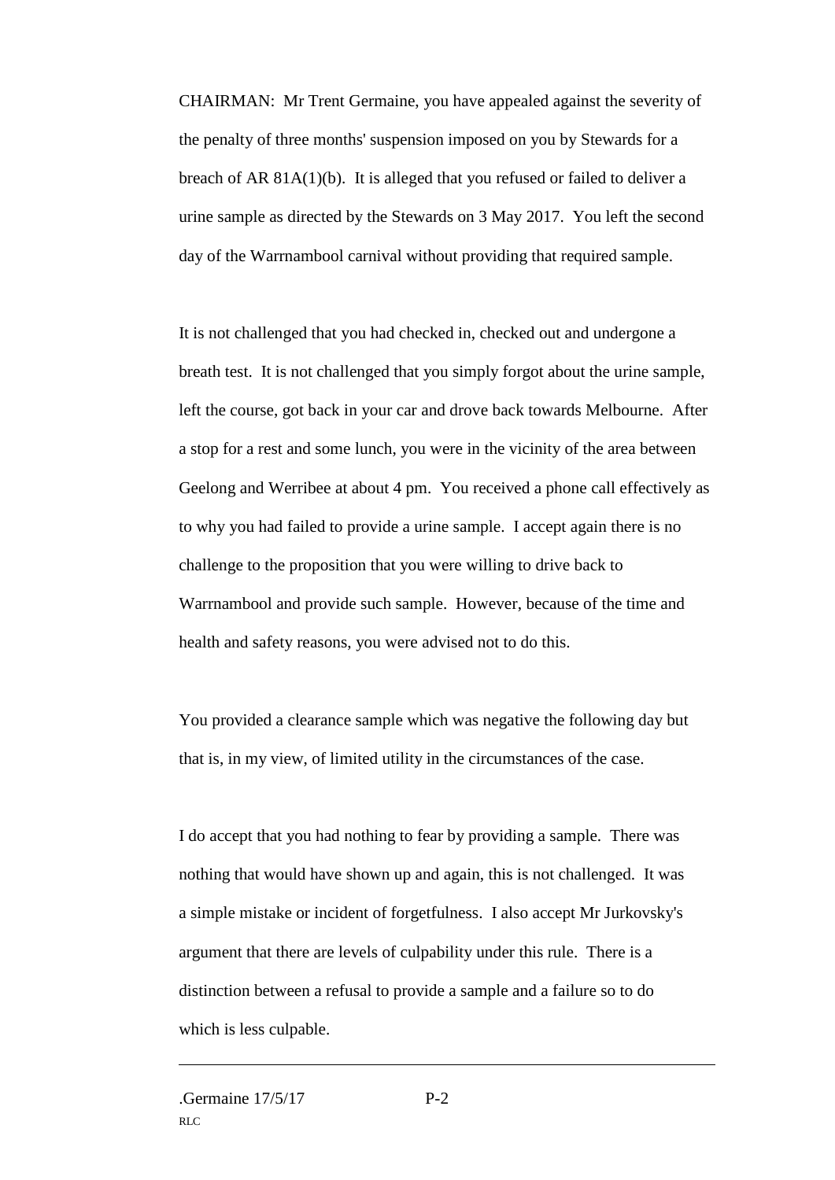CHAIRMAN: Mr Trent Germaine, you have appealed against the severity of the penalty of three months' suspension imposed on you by Stewards for a breach of AR 81A(1)(b). It is alleged that you refused or failed to deliver a urine sample as directed by the Stewards on 3 May 2017. You left the second day of the Warrnambool carnival without providing that required sample.

It is not challenged that you had checked in, checked out and undergone a breath test. It is not challenged that you simply forgot about the urine sample, left the course, got back in your car and drove back towards Melbourne. After a stop for a rest and some lunch, you were in the vicinity of the area between Geelong and Werribee at about 4 pm. You received a phone call effectively as to why you had failed to provide a urine sample. I accept again there is no challenge to the proposition that you were willing to drive back to Warrnambool and provide such sample. However, because of the time and health and safety reasons, you were advised not to do this.

You provided a clearance sample which was negative the following day but that is, in my view, of limited utility in the circumstances of the case.

I do accept that you had nothing to fear by providing a sample. There was nothing that would have shown up and again, this is not challenged. It was a simple mistake or incident of forgetfulness. I also accept Mr Jurkovsky's argument that there are levels of culpability under this rule. There is a distinction between a refusal to provide a sample and a failure so to do which is less culpable.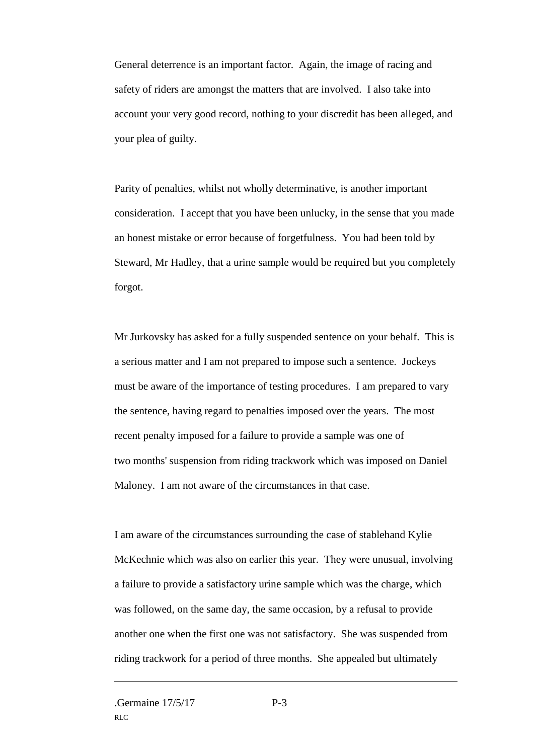General deterrence is an important factor. Again, the image of racing and safety of riders are amongst the matters that are involved. I also take into account your very good record, nothing to your discredit has been alleged, and your plea of guilty.

Parity of penalties, whilst not wholly determinative, is another important consideration. I accept that you have been unlucky, in the sense that you made an honest mistake or error because of forgetfulness. You had been told by Steward, Mr Hadley, that a urine sample would be required but you completely forgot.

Mr Jurkovsky has asked for a fully suspended sentence on your behalf. This is a serious matter and I am not prepared to impose such a sentence. Jockeys must be aware of the importance of testing procedures. I am prepared to vary the sentence, having regard to penalties imposed over the years. The most recent penalty imposed for a failure to provide a sample was one of two months' suspension from riding trackwork which was imposed on Daniel Maloney. I am not aware of the circumstances in that case.

I am aware of the circumstances surrounding the case of stablehand Kylie McKechnie which was also on earlier this year. They were unusual, involving a failure to provide a satisfactory urine sample which was the charge, which was followed, on the same day, the same occasion, by a refusal to provide another one when the first one was not satisfactory. She was suspended from riding trackwork for a period of three months. She appealed but ultimately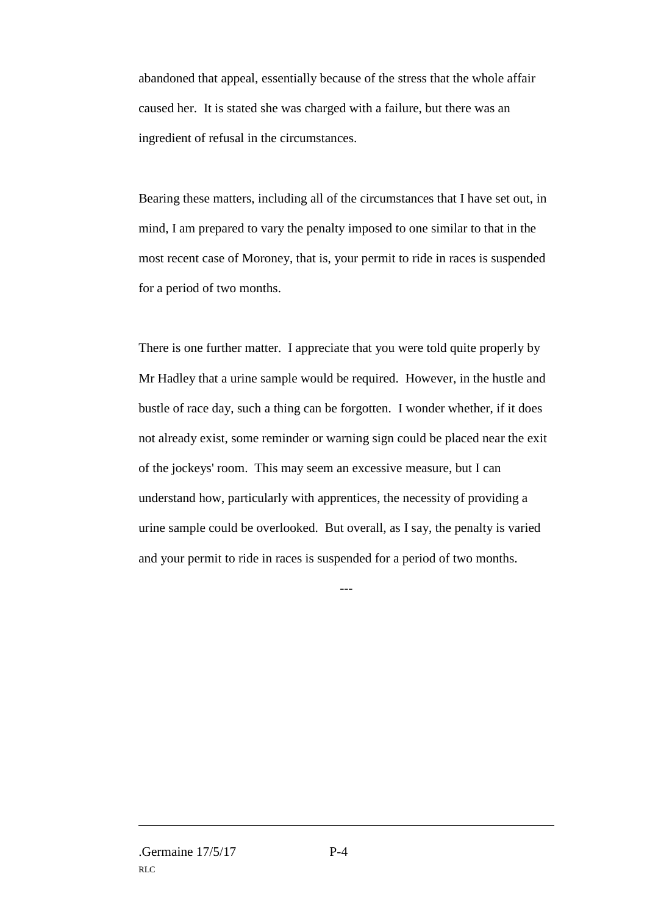abandoned that appeal, essentially because of the stress that the whole affair caused her. It is stated she was charged with a failure, but there was an ingredient of refusal in the circumstances.

Bearing these matters, including all of the circumstances that I have set out, in mind, I am prepared to vary the penalty imposed to one similar to that in the most recent case of Moroney, that is, your permit to ride in races is suspended for a period of two months.

There is one further matter. I appreciate that you were told quite properly by Mr Hadley that a urine sample would be required. However, in the hustle and bustle of race day, such a thing can be forgotten. I wonder whether, if it does not already exist, some reminder or warning sign could be placed near the exit of the jockeys' room. This may seem an excessive measure, but I can understand how, particularly with apprentices, the necessity of providing a urine sample could be overlooked. But overall, as I say, the penalty is varied and your permit to ride in races is suspended for a period of two months.

---